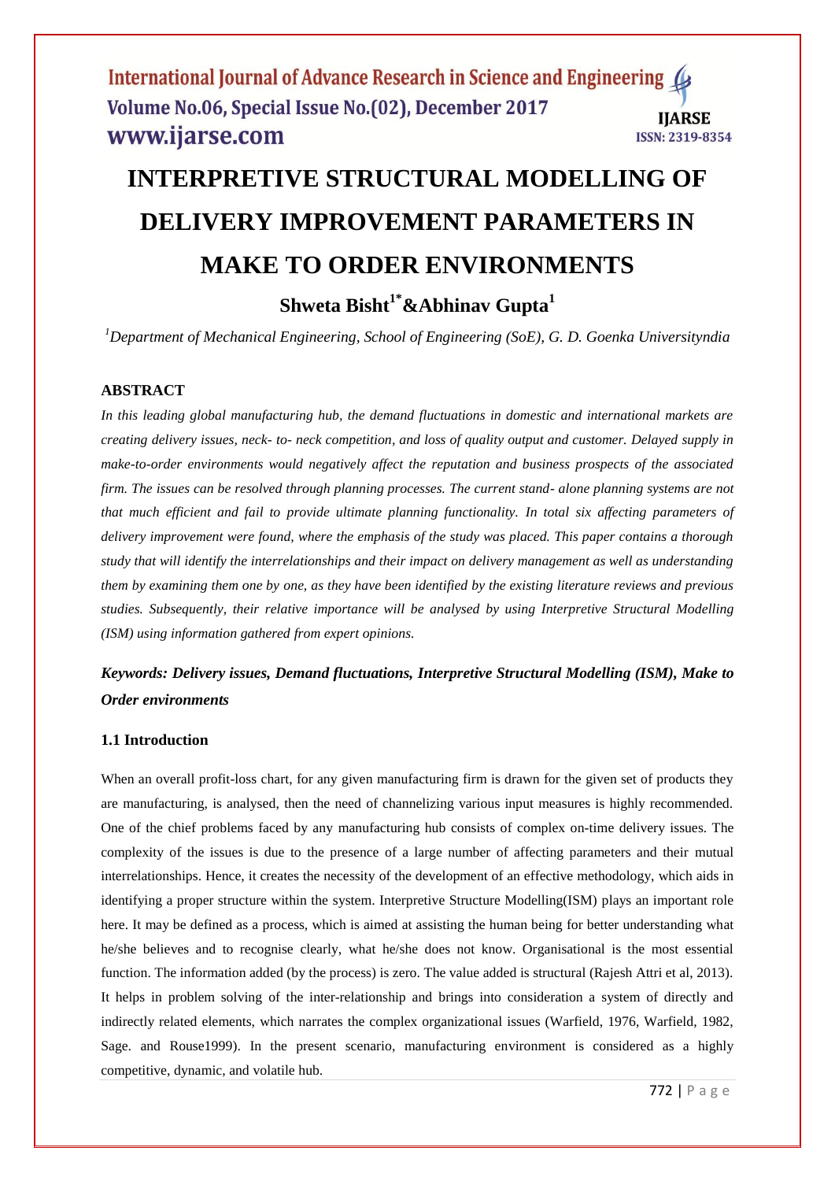# INTERPRETIVE STRUCTURAL MODELLING OF DELIVERY IMPROVEMENT PARAMETERS IN MAKE TO ORDER ENVIRONMENTS

**Shweta Bisht[1*]&Abhinav Gupta[1]**

*[1]Department of Mechanical Engineering, School of Engineering (SoE), G. D. Goenka Universityndia*

## ABSTRACT

*In this leading global manufacturing hub, the demand fluctuations in domestic and international markets are creating delivery issues, neck- to- neck competition, and loss of quality output and customer. Delayed supply in make-to-order environments would negatively affect the reputation and business prospects of the associated firm. The issues can be resolved through planning processes. The current stand- alone planning systems are not that much efficient and fail to provide ultimate planning functionality. In total six affecting parameters of delivery improvement were found, where the emphasis of the study was placed. This paper contains a thorough study that will identify the interrelationships and their impact on delivery management as well as understanding them by examining them one by one, as they have been identified by the existing literature reviews and previous studies. Subsequently, their relative importance will be analysed by using Interpretive Structural Modelling (ISM) using information gathered from expert opinions.*

***Keywords: Delivery issues, Demand fluctuations, Interpretive Structural Modelling (ISM), Make to Order environments***

### 1.1 Introduction

When an overall profit-loss chart, for any given manufacturing firm is drawn for the given set of products they are manufacturing, is analysed, then the need of channelizing various input measures is highly recommended. One of the chief problems faced by any manufacturing hub consists of complex on-time delivery issues. The complexity of the issues is due to the presence of a large number of affecting parameters and their mutual interrelationships. Hence, it creates the necessity of the development of an effective methodology, which aids in identifying a proper structure within the system. Interpretive Structure Modelling(ISM) plays an important role here. It may be defined as a process, which is aimed at assisting the human being for better understanding what he/she believes and to recognise clearly, what he/she does not know. Organisational is the most essential function. The information added (by the process) is zero. The value added is structural (Rajesh Attri et al, 2013). It helps in problem solving of the inter-relationship and brings into consideration a system of directly and indirectly related elements, which narrates the complex organizational issues (Warfield, 1976, Warfield, 1982, Sage. and Rouse1999). In the present scenario, manufacturing environment is considered as a highly competitive, dynamic, and volatile hub.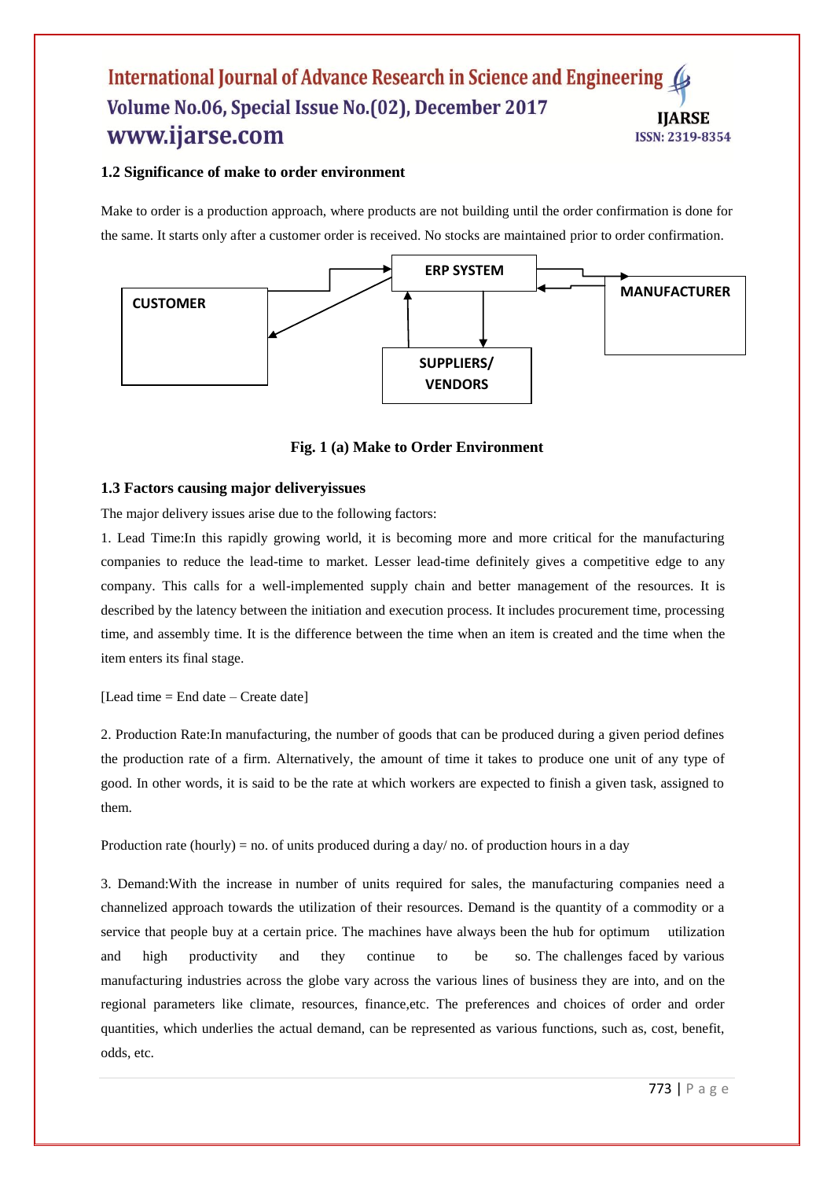## 1.2 Significance of make to order environment

Make to order is a production approach, where products are not building until the order confirmation is done for the same. It starts only after a customer order is received. No stocks are maintained prior to order confirmation.

**Fig. 1 (a) Make to Order Environment**

## 1.3 Factors causing major deliveryissues

The major delivery issues arise due to the following factors:

1. Lead Time:In this rapidly growing world, it is becoming more and more critical for the manufacturing companies to reduce the lead-time to market. Lesser lead-time definitely gives a competitive edge to any company. This calls for a well-implemented supply chain and better management of the resources. It is described by the latency between the initiation and execution process. It includes procurement time, processing time, and assembly time. It is the difference between the time when an item is created and the time when the item enters its final stage.

[Lead time = End date – Create date]

2. Production Rate:In manufacturing, the number of goods that can be produced during a given period defines the production rate of a firm. Alternatively, the amount of time it takes to produce one unit of any type of good. In other words, it is said to be the rate at which workers are expected to finish a given task, assigned to them.

Production rate (hourly) = no. of units produced during a day/ no. of production hours in a day

3. Demand:With the increase in number of units required for sales, the manufacturing companies need a channelized approach towards the utilization of their resources. Demand is the quantity of a commodity or a service that people buy at a certain price. The machines have always been the hub for optimum utilization and high productivity and they continue to be so. The challenges faced by various manufacturing industries across the globe vary across the various lines of business they are into, and on the regional parameters like climate, resources, finance,etc. The preferences and choices of order and order quantities, which underlies the actual demand, can be represented as various functions, such as, cost, benefit, odds, etc.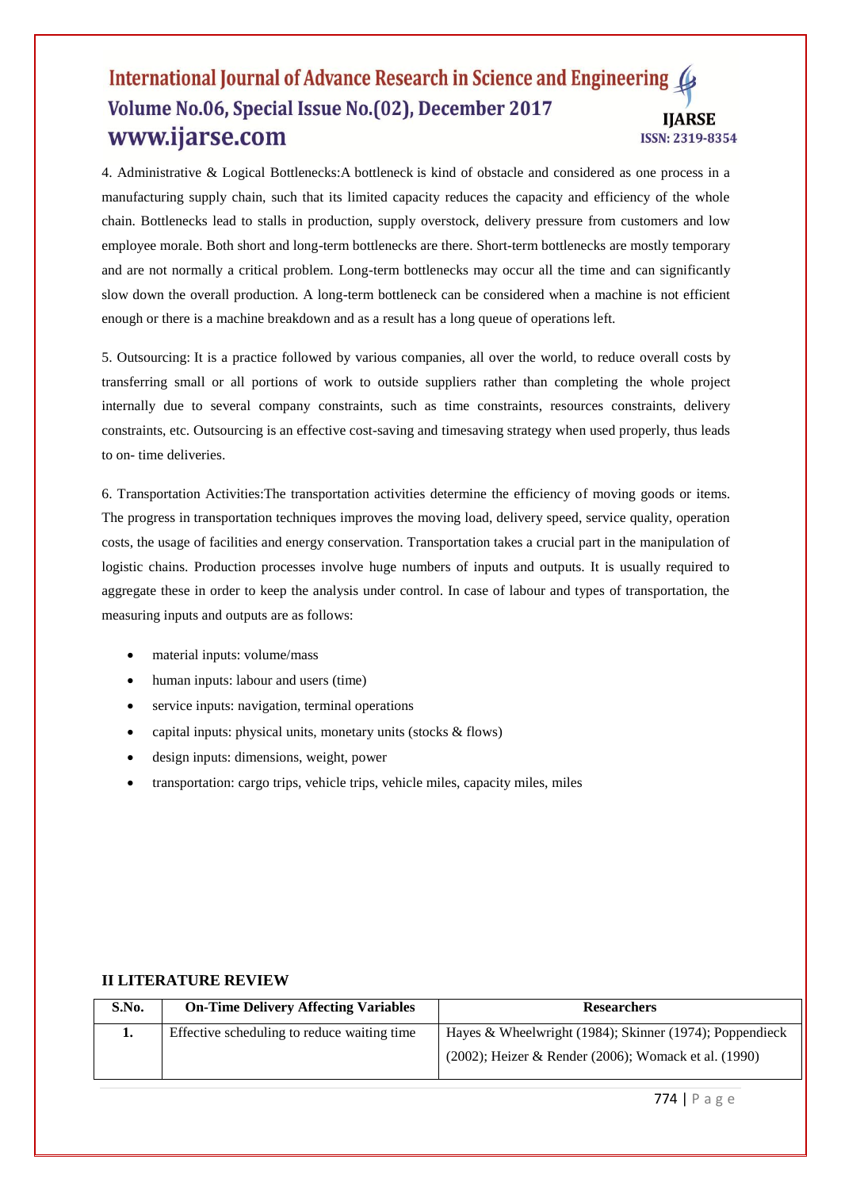4. Administrative & Logical Bottlenecks:A bottleneck is kind of obstacle and considered as one process in a manufacturing supply chain, such that its limited capacity reduces the capacity and efficiency of the whole chain. Bottlenecks lead to stalls in production, supply overstock, delivery pressure from customers and low employee morale. Both short and long-term bottlenecks are there. Short-term bottlenecks are mostly temporary and are not normally a critical problem. Long-term bottlenecks may occur all the time and can significantly slow down the overall production. A long-term bottleneck can be considered when a machine is not efficient enough or there is a machine breakdown and as a result has a long queue of operations left.

5. Outsourcing: It is a practice followed by various companies, all over the world, to reduce overall costs by transferring small or all portions of work to outside suppliers rather than completing the whole project internally due to several company constraints, such as time constraints, resources constraints, delivery constraints, etc. Outsourcing is an effective cost-saving and timesaving strategy when used properly, thus leads to on- time deliveries.

6. Transportation Activities:The transportation activities determine the efficiency of moving goods or items. The progress in transportation techniques improves the moving load, delivery speed, service quality, operation costs, the usage of facilities and energy conservation. Transportation takes a crucial part in the manipulation of logistic chains. Production processes involve huge numbers of inputs and outputs. It is usually required to aggregate these in order to keep the analysis under control. In case of labour and types of transportation, the measuring inputs and outputs are as follows:

- material inputs: volume/mass
- human inputs: labour and users (time)
- service inputs: navigation, terminal operations
- capital inputs: physical units, monetary units (stocks & flows)
- design inputs: dimensions, weight, power
- transportation: cargo trips, vehicle trips, vehicle miles, capacity miles, miles

## II LITERATURE REVIEW

| S.No. | On-Time Delivery Affecting Variables | Researchers |
|---|---|---|
| 1. | Effective scheduling to reduce waiting time | Hayes & Wheelwright (1984); Skinner (1974); Poppendieck (2002); Heizer & Render (2006); Womack et al. (1990) |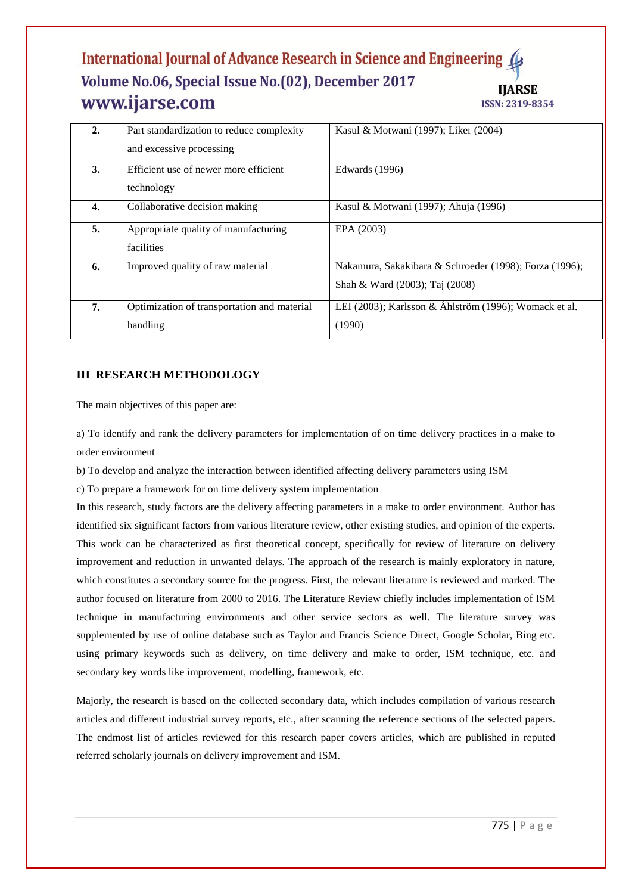| | | |
|---|---|---|
| **2.** | Part standardization to reduce complexity and excessive processing | Kasul & Motwani (1997); Liker (2004) |
| **3.** | Efficient use of newer more efficient technology | Edwards (1996) |
| **4.** | Collaborative decision making | Kasul & Motwani (1997); Ahuja (1996) |
| **5.** | Appropriate quality of manufacturing facilities | EPA (2003) |
| **6.** | Improved quality of raw material | Nakamura, Sakakibara & Schroeder (1998); Forza (1996); Shah & Ward (2003); Taj (2008) |
| **7.** | Optimization of transportation and material handling | LEI (2003); Karlsson & Åhlström (1996); Womack et al. (1990) |

## III RESEARCH METHODOLOGY

The main objectives of this paper are:

a) To identify and rank the delivery parameters for implementation of on time delivery practices in a make to order environment

b) To develop and analyze the interaction between identified affecting delivery parameters using ISM

c) To prepare a framework for on time delivery system implementation

In this research, study factors are the delivery affecting parameters in a make to order environment. Author has identified six significant factors from various literature review, other existing studies, and opinion of the experts. This work can be characterized as first theoretical concept, specifically for review of literature on delivery improvement and reduction in unwanted delays. The approach of the research is mainly exploratory in nature, which constitutes a secondary source for the progress. First, the relevant literature is reviewed and marked. The author focused on literature from 2000 to 2016. The Literature Review chiefly includes implementation of ISM technique in manufacturing environments and other service sectors as well. The literature survey was supplemented by use of online database such as Taylor and Francis Science Direct, Google Scholar, Bing etc. using primary keywords such as delivery, on time delivery and make to order, ISM technique, etc. and secondary key words like improvement, modelling, framework, etc.

Majorly, the research is based on the collected secondary data, which includes compilation of various research articles and different industrial survey reports, etc., after scanning the reference sections of the selected papers. The endmost list of articles reviewed for this research paper covers articles, which are published in reputed referred scholarly journals on delivery improvement and ISM.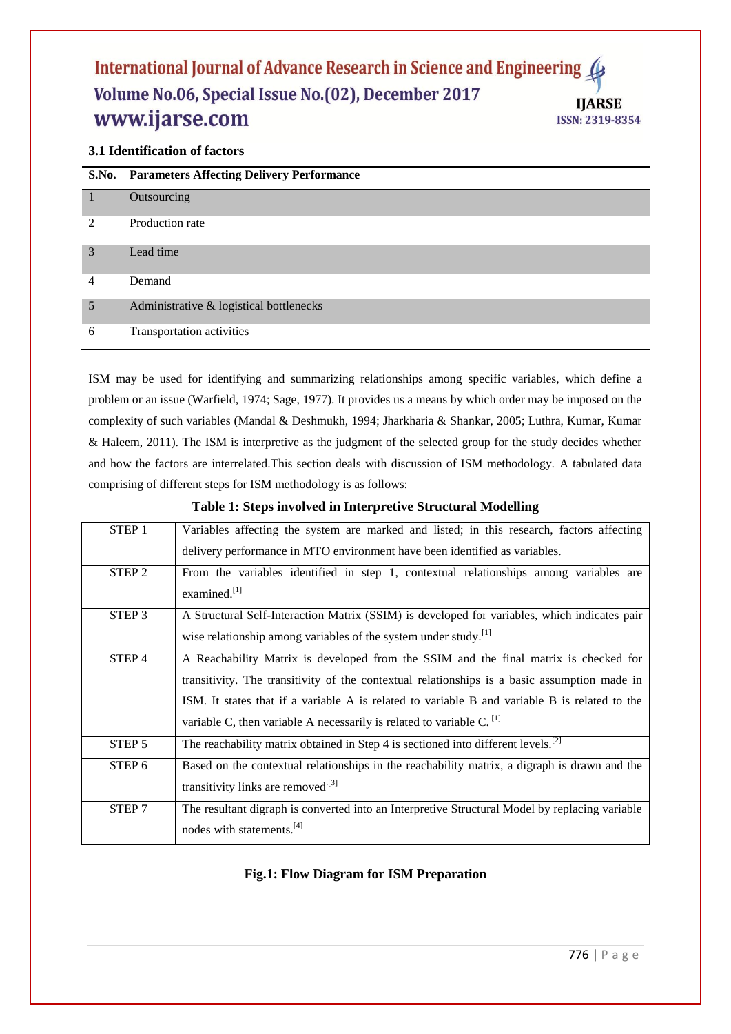### 3.1 Identification of factors

| S.No. | Parameters Affecting Delivery Performance |
|---|---|
| 1 | Outsourcing |
| 2 | Production rate |
| 3 | Lead time |
| 4 | Demand |
| 5 | Administrative & logistical bottlenecks |
| 6 | Transportation activities |

ISM may be used for identifying and summarizing relationships among specific variables, which define a problem or an issue (Warfield, 1974; Sage, 1977). It provides us a means by which order may be imposed on the complexity of such variables (Mandal & Deshmukh, 1994; Jharkharia & Shankar, 2005; Luthra, Kumar, Kumar & Haleem, 2011). The ISM is interpretive as the judgment of the selected group for the study decides whether and how the factors are interrelated.This section deals with discussion of ISM methodology. A tabulated data comprising of different steps for ISM methodology is as follows:

**Table 1: Steps involved in Interpretive Structural Modelling**

| | |
|---|---|
| STEP 1 | Variables affecting the system are marked and listed; in this research, factors affecting delivery performance in MTO environment have been identified as variables. |
| STEP 2 | From the variables identified in step 1, contextual relationships among variables are examined.[1] |
| STEP 3 | A Structural Self-Interaction Matrix (SSIM) is developed for variables, which indicates pair wise relationship among variables of the system under study.[1] |
| STEP 4 | A Reachability Matrix is developed from the SSIM and the final matrix is checked for transitivity. The transitivity of the contextual relationships is a basic assumption made in ISM. It states that if a variable A is related to variable B and variable B is related to the variable C, then variable A necessarily is related to variable C. [1] |
| STEP 5 | The reachability matrix obtained in Step 4 is sectioned into different levels.[2] |
| STEP 6 | Based on the contextual relationships in the reachability matrix, a digraph is drawn and the transitivity links are removed[3] |
| STEP 7 | The resultant digraph is converted into an Interpretive Structural Model by replacing variable nodes with statements.[4] |

**Fig.1: Flow Diagram for ISM Preparation**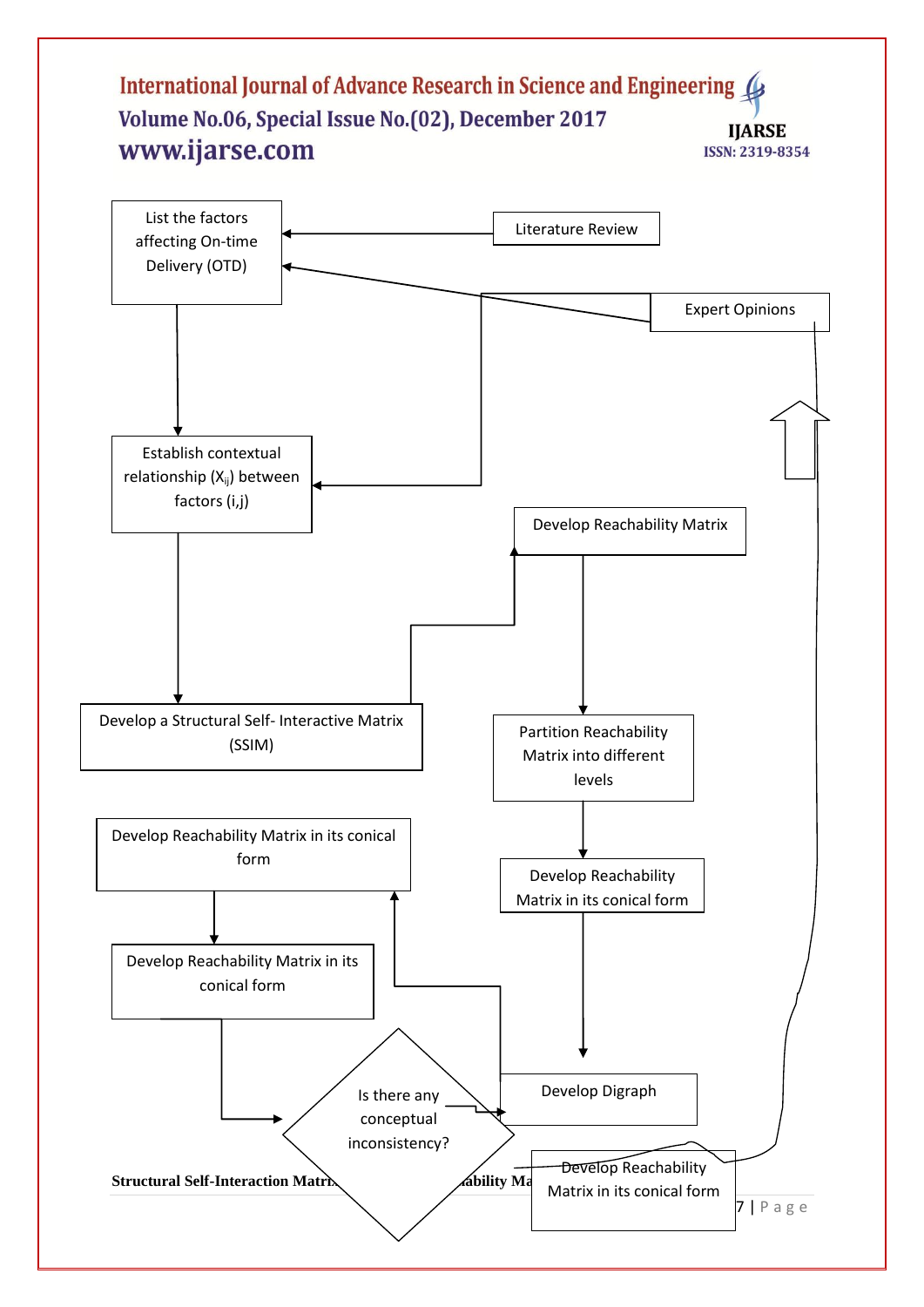List the factors affecting On-time Delivery (OTD)

Literature Review

Expert Opinions

Establish contextual relationship ($X_{ij}$) between factors (i,j)

Develop Reachability Matrix

Develop a Structural Self- Interactive Matrix (SSIM)

Partition Reachability Matrix into different levels

Develop Reachability Matrix in its conical form

Develop Reachability Matrix in its conical form

Develop Reachability Matrix in its conical form

Is there any conceptual inconsistency?

Develop Digraph

Develop Reachability Matrix in its conical form

**Structural Self-Interaction Matri... ...ability Ma...**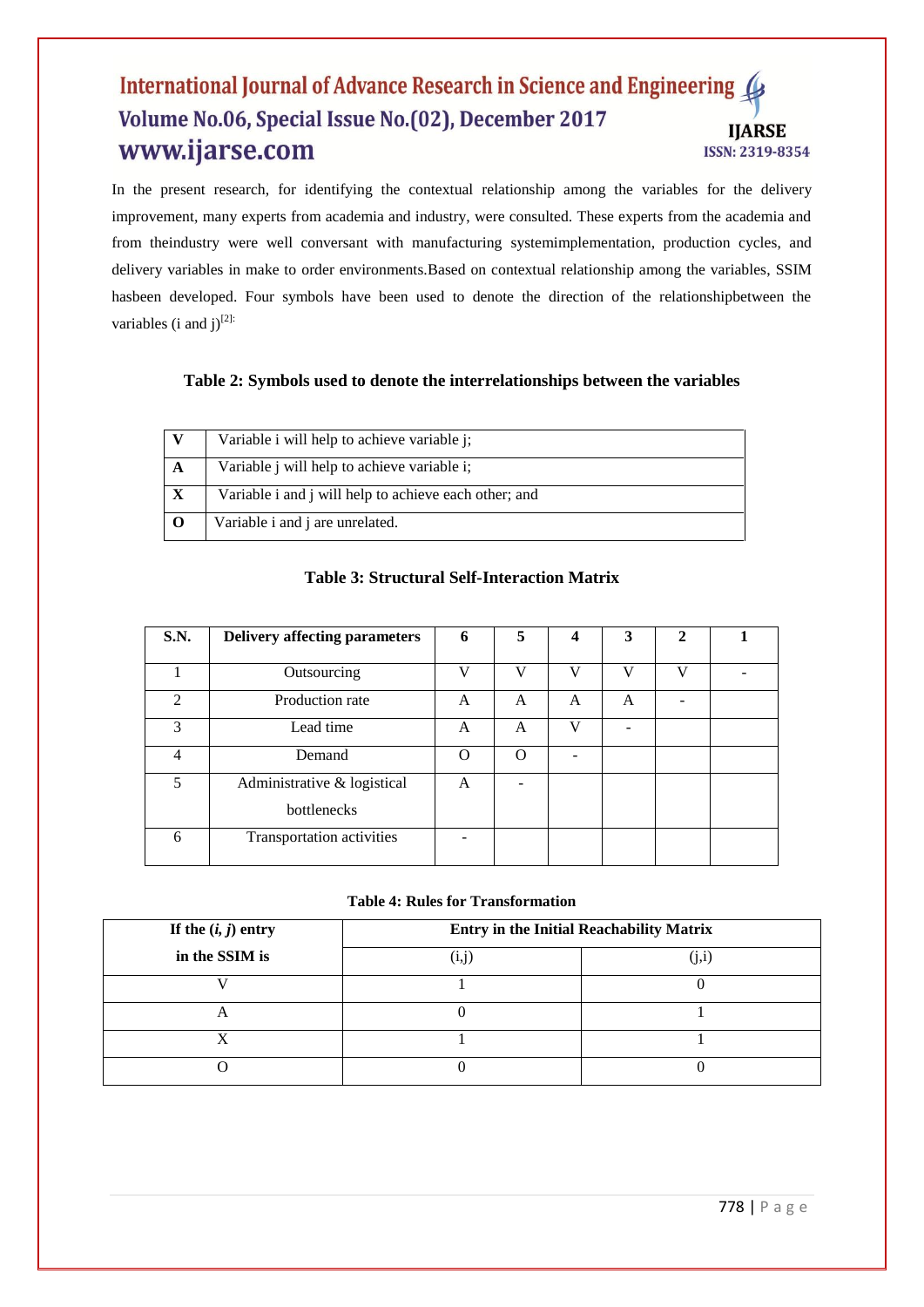In the present research, for identifying the contextual relationship among the variables for the delivery improvement, many experts from academia and industry, were consulted. These experts from the academia and from theindustry were well conversant with manufacturing systemimplementation, production cycles, and delivery variables in make to order environments.Based on contextual relationship among the variables, SSIM hasbeen developed. Four symbols have been used to denote the direction of the relationshipbetween the variables (i and j)[2]:

**Table 2: Symbols used to denote the interrelationships between the variables**

| | |
|---|---|
| **V** | Variable i will help to achieve variable j; |
| **A** | Variable j will help to achieve variable i; |
| **X** | Variable i and j will help to achieve each other; and |
| **O** | Variable i and j are unrelated. |

**Table 3: Structural Self-Interaction Matrix**

| S.N. | Delivery affecting parameters | 6 | 5 | 4 | 3 | 2 | 1 |
|---|---|---|---|---|---|---|---|
| 1 | Outsourcing | V | V | V | V | V | - |
| 2 | Production rate | A | A | A | A | - | |
| 3 | Lead time | A | A | V | - | | |
| 4 | Demand | O | O | - | | | |
| 5 | Administrative & logistical bottlenecks | A | - | | | | |
| 6 | Transportation activities | - | | | | | |

**Table 4: Rules for Transformation**

| If the (*i, j*) entry in the SSIM is | Entry in the Initial Reachability Matrix | |
|---|---|---|
| | (i,j) | (j,i) |
| V | 1 | 0 |
| A | 0 | 1 |
| X | 1 | 1 |
| O | 0 | 0 |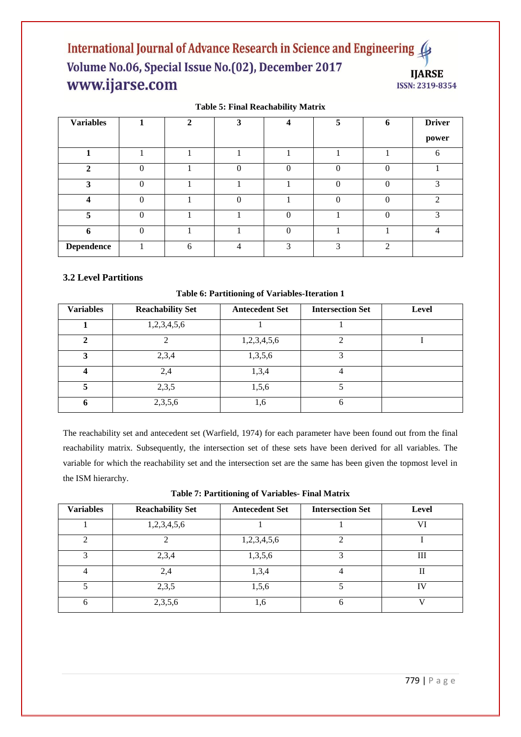**Table 5: Final Reachability Matrix**

| Variables | 1 | 2 | 3 | 4 | 5 | 6 | Driver power |
|---|---|---|---|---|---|---|---|
| **1** | 1 | 1 | 1 | 1 | 1 | 1 | 6 |
| **2** | 0 | 1 | 0 | 0 | 0 | 0 | 1 |
| **3** | 0 | 1 | 1 | 1 | 0 | 0 | 3 |
| **4** | 0 | 1 | 0 | 1 | 0 | 0 | 2 |
| **5** | 0 | 1 | 1 | 0 | 1 | 0 | 3 |
| **6** | 0 | 1 | 1 | 0 | 1 | 1 | 4 |
| **Dependence** | 1 | 6 | 4 | 3 | 3 | 2 | |

### 3.2 Level Partitions

**Table 6: Partitioning of Variables-Iteration 1**

| Variables | Reachability Set | Antecedent Set | Intersection Set | Level |
|---|---|---|---|---|
| **1** | 1,2,3,4,5,6 | 1 | 1 | |
| **2** | 2 | 1,2,3,4,5,6 | 2 | I |
| **3** | 2,3,4 | 1,3,5,6 | 3 | |
| **4** | 2,4 | 1,3,4 | 4 | |
| **5** | 2,3,5 | 1,5,6 | 5 | |
| **6** | 2,3,5,6 | 1,6 | 6 | |

The reachability set and antecedent set (Warfield, 1974) for each parameter have been found out from the final reachability matrix. Subsequently, the intersection set of these sets have been derived for all variables. The variable for which the reachability set and the intersection set are the same has been given the topmost level in the ISM hierarchy.

**Table 7: Partitioning of Variables- Final Matrix**

| Variables | Reachability Set | Antecedent Set | Intersection Set | Level |
|---|---|---|---|---|
| 1 | 1,2,3,4,5,6 | 1 | 1 | VI |
| 2 | 2 | 1,2,3,4,5,6 | 2 | I |
| 3 | 2,3,4 | 1,3,5,6 | 3 | III |
| 4 | 2,4 | 1,3,4 | 4 | II |
| 5 | 2,3,5 | 1,5,6 | 5 | IV |
| 6 | 2,3,5,6 | 1,6 | 6 | V |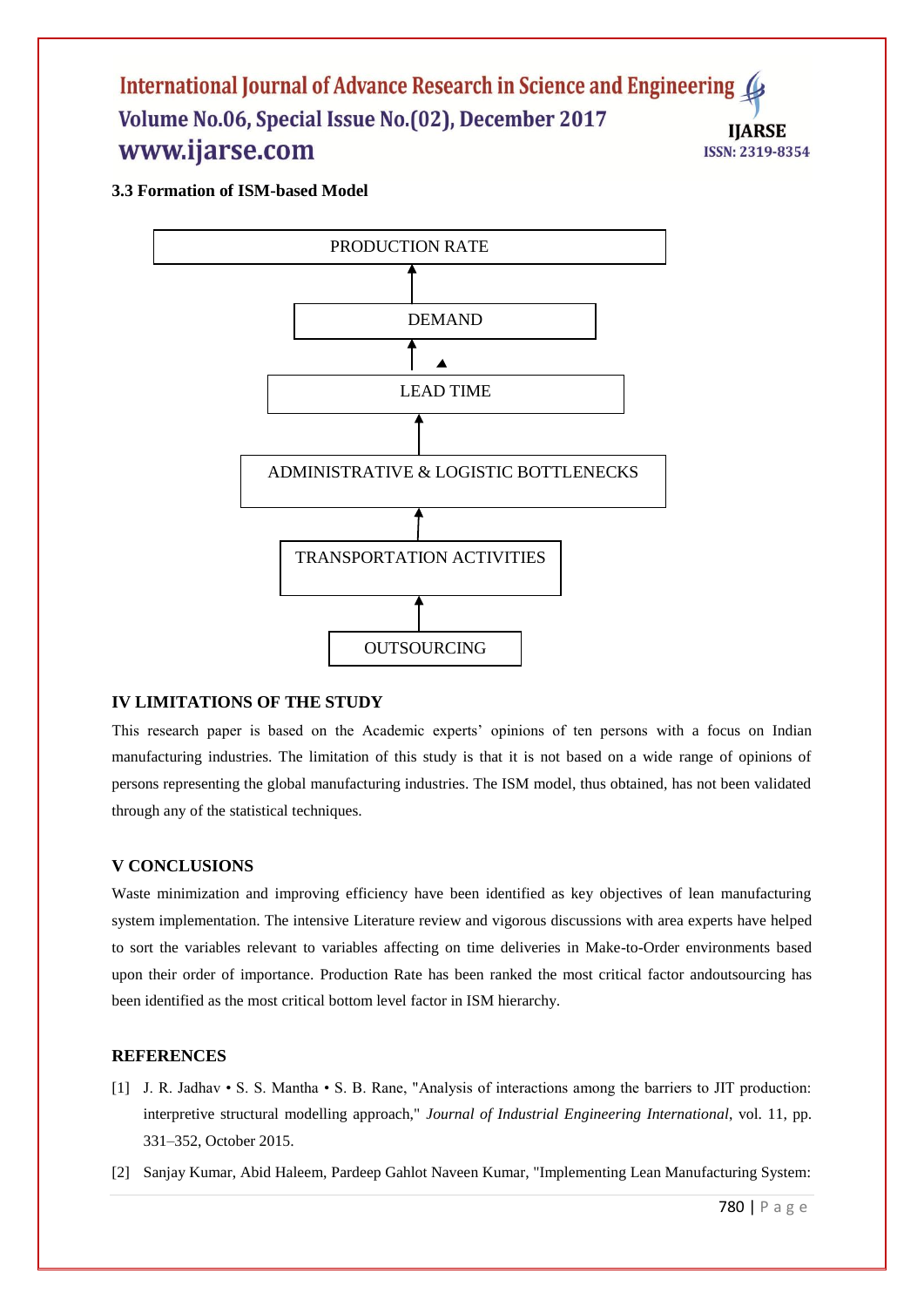### 3.3 Formation of ISM-based Model

PRODUCTION RATE

↑

DEMAND

↑

LEAD TIME

↑

ADMINISTRATIVE & LOGISTIC BOTTLENECKS

↑

TRANSPORTATION ACTIVITIES

↑

OUTSOURCING

## IV LIMITATIONS OF THE STUDY

This research paper is based on the Academic experts' opinions of ten persons with a focus on Indian manufacturing industries. The limitation of this study is that it is not based on a wide range of opinions of persons representing the global manufacturing industries. The ISM model, thus obtained, has not been validated through any of the statistical techniques.

## V CONCLUSIONS

Waste minimization and improving efficiency have been identified as key objectives of lean manufacturing system implementation. The intensive Literature review and vigorous discussions with area experts have helped to sort the variables relevant to variables affecting on time deliveries in Make-to-Order environments based upon their order of importance. Production Rate has been ranked the most critical factor andoutsourcing has been identified as the most critical bottom level factor in ISM hierarchy.

## REFERENCES

[1] J. R. Jadhav • S. S. Mantha • S. B. Rane, "Analysis of interactions among the barriers to JIT production: interpretive structural modelling approach," *Journal of Industrial Engineering International*, vol. 11, pp. 331–352, October 2015.

[2] Sanjay Kumar, Abid Haleem, Pardeep Gahlot Naveen Kumar, "Implementing Lean Manufacturing System: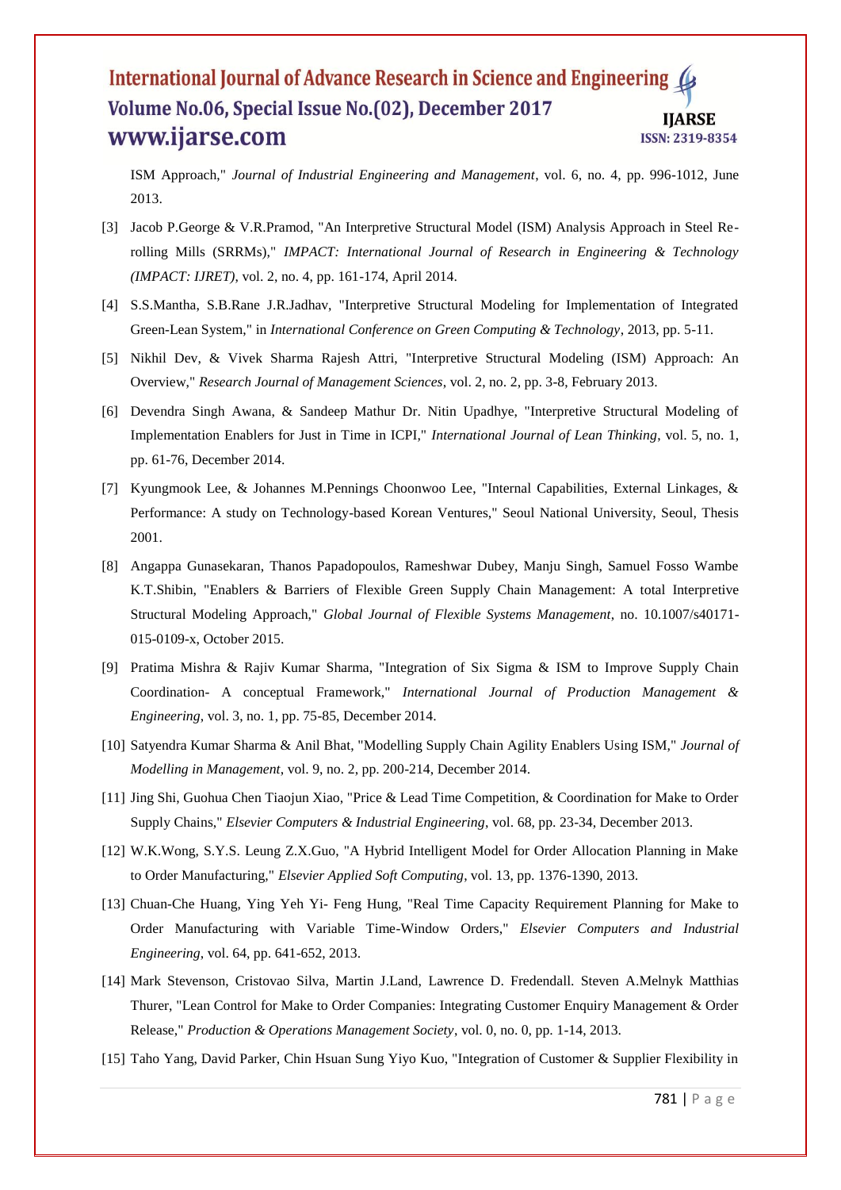ISM Approach," *Journal of Industrial Engineering and Management*, vol. 6, no. 4, pp. 996-1012, June 2013.

[3] Jacob P.George & V.R.Pramod, "An Interpretive Structural Model (ISM) Analysis Approach in Steel Re-rolling Mills (SRRMs)," *IMPACT: International Journal of Research in Engineering & Technology (IMPACT: IJRET)*, vol. 2, no. 4, pp. 161-174, April 2014.

[4] S.S.Mantha, S.B.Rane J.R.Jadhav, "Interpretive Structural Modeling for Implementation of Integrated Green-Lean System," in *International Conference on Green Computing & Technology*, 2013, pp. 5-11.

[5] Nikhil Dev, & Vivek Sharma Rajesh Attri, "Interpretive Structural Modeling (ISM) Approach: An Overview," *Research Journal of Management Sciences*, vol. 2, no. 2, pp. 3-8, February 2013.

[6] Devendra Singh Awana, & Sandeep Mathur Dr. Nitin Upadhye, "Interpretive Structural Modeling of Implementation Enablers for Just in Time in ICPI," *International Journal of Lean Thinking*, vol. 5, no. 1, pp. 61-76, December 2014.

[7] Kyungmook Lee, & Johannes M.Pennings Choonwoo Lee, "Internal Capabilities, External Linkages, & Performance: A study on Technology-based Korean Ventures," Seoul National University, Seoul, Thesis 2001.

[8] Angappa Gunasekaran, Thanos Papadopoulos, Rameshwar Dubey, Manju Singh, Samuel Fosso Wambe K.T.Shibin, "Enablers & Barriers of Flexible Green Supply Chain Management: A total Interpretive Structural Modeling Approach," *Global Journal of Flexible Systems Management*, no. 10.1007/s40171-015-0109-x, October 2015.

[9] Pratima Mishra & Rajiv Kumar Sharma, "Integration of Six Sigma & ISM to Improve Supply Chain Coordination- A conceptual Framework," *International Journal of Production Management & Engineering*, vol. 3, no. 1, pp. 75-85, December 2014.

[10] Satyendra Kumar Sharma & Anil Bhat, "Modelling Supply Chain Agility Enablers Using ISM," *Journal of Modelling in Management*, vol. 9, no. 2, pp. 200-214, December 2014.

[11] Jing Shi, Guohua Chen Tiaojun Xiao, "Price & Lead Time Competition, & Coordination for Make to Order Supply Chains," *Elsevier Computers & Industrial Engineering*, vol. 68, pp. 23-34, December 2013.

[12] W.K.Wong, S.Y.S. Leung Z.X.Guo, "A Hybrid Intelligent Model for Order Allocation Planning in Make to Order Manufacturing," *Elsevier Applied Soft Computing*, vol. 13, pp. 1376-1390, 2013.

[13] Chuan-Che Huang, Ying Yeh Yi- Feng Hung, "Real Time Capacity Requirement Planning for Make to Order Manufacturing with Variable Time-Window Orders," *Elsevier Computers and Industrial Engineering*, vol. 64, pp. 641-652, 2013.

[14] Mark Stevenson, Cristovao Silva, Martin J.Land, Lawrence D. Fredendall. Steven A.Melnyk Matthias Thurer, "Lean Control for Make to Order Companies: Integrating Customer Enquiry Management & Order Release," *Production & Operations Management Society*, vol. 0, no. 0, pp. 1-14, 2013.

[15] Taho Yang, David Parker, Chin Hsuan Sung Yiyo Kuo, "Integration of Customer & Supplier Flexibility in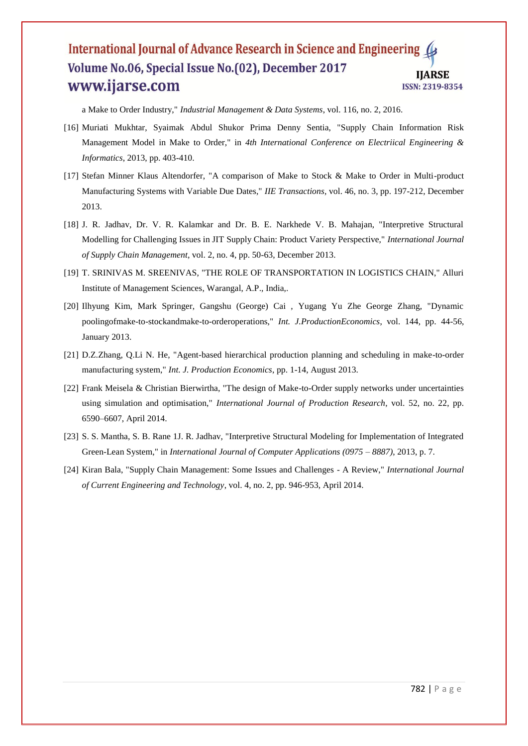a Make to Order Industry," *Industrial Management & Data Systems*, vol. 116, no. 2, 2016.

[16] Muriati Mukhtar, Syaimak Abdul Shukor Prima Denny Sentia, "Supply Chain Information Risk Management Model in Make to Order," in *4th International Conference on Electriical Engineering & Informatics*, 2013, pp. 403-410.

[17] Stefan Minner Klaus Altendorfer, "A comparison of Make to Stock & Make to Order in Multi-product Manufacturing Systems with Variable Due Dates," *IIE Transactions*, vol. 46, no. 3, pp. 197-212, December 2013.

[18] J. R. Jadhav, Dr. V. R. Kalamkar and Dr. B. E. Narkhede V. B. Mahajan, "Interpretive Structural Modelling for Challenging Issues in JIT Supply Chain: Product Variety Perspective," *International Journal of Supply Chain Management*, vol. 2, no. 4, pp. 50-63, December 2013.

[19] T. SRINIVAS M. SREENIVAS, "THE ROLE OF TRANSPORTATION IN LOGISTICS CHAIN," Alluri Institute of Management Sciences, Warangal, A.P., India,.

[20] Ilhyung Kim, Mark Springer, Gangshu (George) Cai , Yugang Yu Zhe George Zhang, "Dynamic poolingofmake-to-stockandmake-to-orderoperations," *Int. J.ProductionEconomics*, vol. 144, pp. 44-56, January 2013.

[21] D.Z.Zhang, Q.Li N. He, "Agent-based hierarchical production planning and scheduling in make-to-order manufacturing system," *Int. J. Production Economics*, pp. 1-14, August 2013.

[22] Frank Meisela & Christian Bierwirtha, "The design of Make-to-Order supply networks under uncertainties using simulation and optimisation," *International Journal of Production Research*, vol. 52, no. 22, pp. 6590–6607, April 2014.

[23] S. S. Mantha, S. B. Rane 1J. R. Jadhav, "Interpretive Structural Modeling for Implementation of Integrated Green-Lean System," in *International Journal of Computer Applications (0975 – 8887)*, 2013, p. 7.

[24] Kiran Bala, "Supply Chain Management: Some Issues and Challenges - A Review," *International Journal of Current Engineering and Technology*, vol. 4, no. 2, pp. 946-953, April 2014.